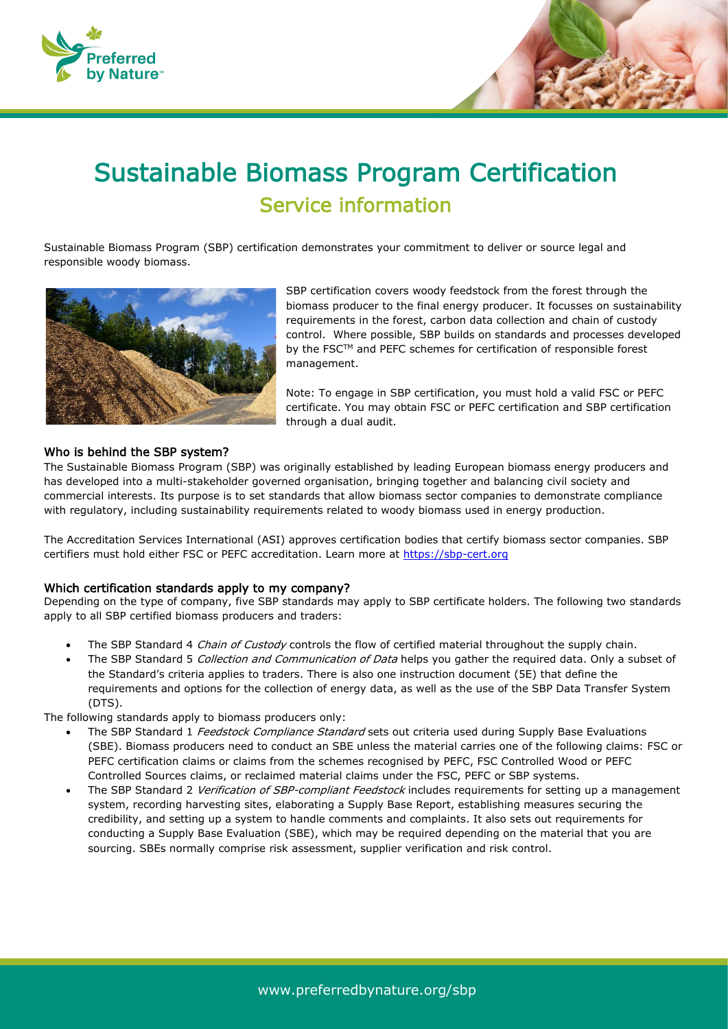# Sustainable Biomass Program Certification

## Service information

Sustainable Biomass Program (SBP) certification demonstrates your commitment to deliver or source legal and responsible woody biomass.

SBP certification covers woody feedstock from the forest through the biomass producer to the final energy producer. It focusses on sustainability requirements in the forest, carbon data collection and chain of custody control. Where possible, SBP builds on standards and processes developed by the FSC™ and PEFC schemes for certification of responsible forest management.

Note: To engage in SBP certification, you must hold a valid FSC or PEFC certificate. You may obtain FSC or PEFC certification and SBP certification through a dual audit.

### Who is behind the SBP system?

The Sustainable Biomass Program (SBP) was originally established by leading European biomass energy producers and has developed into a multi-stakeholder governed organisation, bringing together and balancing civil society and commercial interests. Its purpose is to set standards that allow biomass sector companies to demonstrate compliance with regulatory, including sustainability requirements related to woody biomass used in energy production.

The Accreditation Services International (ASI) approves certification bodies that certify biomass sector companies. SBP certifiers must hold either FSC or PEFC accreditation. Learn more at [https://sbp-cert.org](https://sbp-cert.org)

### Which certification standards apply to my company?

Depending on the type of company, five SBP standards may apply to SBP certificate holders. The following two standards apply to all SBP certified biomass producers and traders:

- The SBP Standard 4 *Chain of Custody* controls the flow of certified material throughout the supply chain.
- The SBP Standard 5 *Collection and Communication of Data* helps you gather the required data. Only a subset of the Standard's criteria applies to traders. There is also one instruction document (5E) that define the requirements and options for the collection of energy data, as well as the use of the SBP Data Transfer System (DTS).

The following standards apply to biomass producers only:

- The SBP Standard 1 *Feedstock Compliance Standard* sets out criteria used during Supply Base Evaluations (SBE). Biomass producers need to conduct an SBE unless the material carries one of the following claims: FSC or PEFC certification claims or claims from the schemes recognised by PEFC, FSC Controlled Wood or PEFC Controlled Sources claims, or reclaimed material claims under the FSC, PEFC or SBP systems.
- The SBP Standard 2 *Verification of SBP-compliant Feedstock* includes requirements for setting up a management system, recording harvesting sites, elaborating a Supply Base Report, establishing measures securing the credibility, and setting up a system to handle comments and complaints. It also sets out requirements for conducting a Supply Base Evaluation (SBE), which may be required depending on the material that you are sourcing. SBEs normally comprise risk assessment, supplier verification and risk control.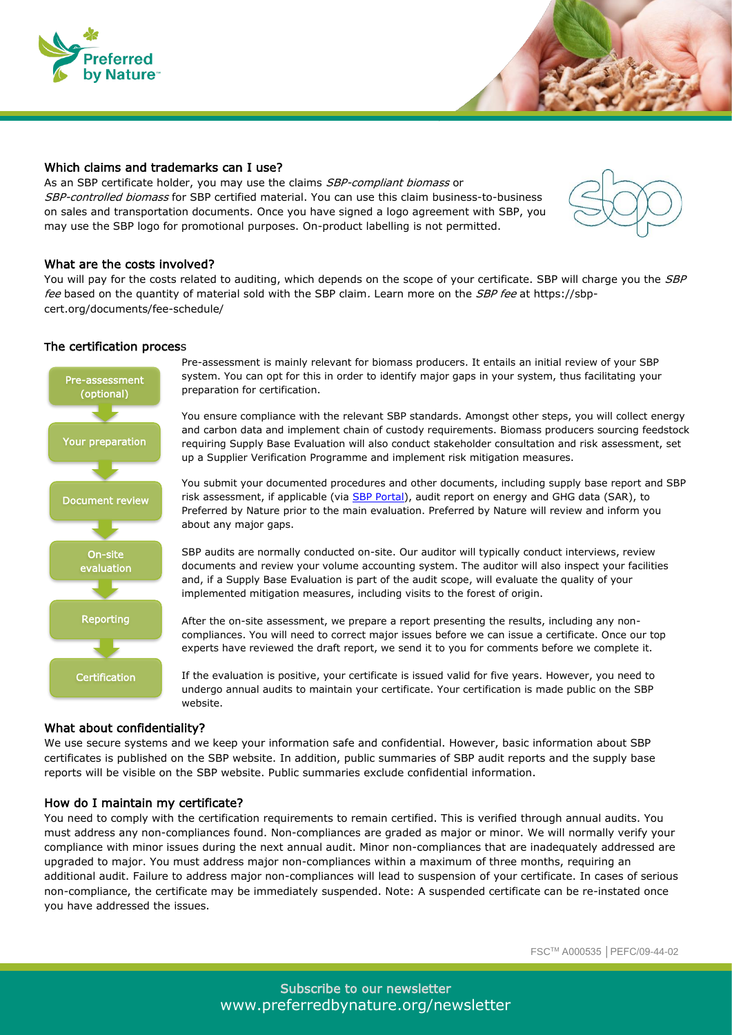## Which claims and trademarks can I use?

As an SBP certificate holder, you may use the claims *SBP-compliant biomass* or *SBP-controlled biomass* for SBP certified material. You can use this claim business-to-business on sales and transportation documents. Once you have signed a logo agreement with SBP, you may use the SBP logo for promotional purposes. On-product labelling is not permitted.

## What are the costs involved?

You will pay for the costs related to auditing, which depends on the scope of your certificate. SBP will charge you the *SBP fee* based on the quantity of material sold with the SBP claim. Learn more on the *SBP fee* at https://sbp-cert.org/documents/fee-schedule/

## The certification process

**Pre-assessment (optional)**

Pre-assessment is mainly relevant for biomass producers. It entails an initial review of your SBP system. You can opt for this in order to identify major gaps in your system, thus facilitating your preparation for certification.

**Your preparation**

You ensure compliance with the relevant SBP standards. Amongst other steps, you will collect energy and carbon data and implement chain of custody requirements. Biomass producers sourcing feedstock requiring Supply Base Evaluation will also conduct stakeholder consultation and risk assessment, set up a Supplier Verification Programme and implement risk mitigation measures.

**Document review**

You submit your documented procedures and other documents, including supply base report and SBP risk assessment, if applicable (via SBP Portal), audit report on energy and GHG data (SAR), to Preferred by Nature prior to the main evaluation. Preferred by Nature will review and inform you about any major gaps.

**On-site evaluation**

SBP audits are normally conducted on-site. Our auditor will typically conduct interviews, review documents and review your volume accounting system. The auditor will also inspect your facilities and, if a Supply Base Evaluation is part of the audit scope, will evaluate the quality of your implemented mitigation measures, including visits to the forest of origin.

**Reporting**

After the on-site assessment, we prepare a report presenting the results, including any non-compliances. You will need to correct major issues before we can issue a certificate. Once our top experts have reviewed the draft report, we send it to you for comments before we complete it.

**Certification**

If the evaluation is positive, your certificate is issued valid for five years. However, you need to undergo annual audits to maintain your certificate. Your certification is made public on the SBP website.

## What about confidentiality?

We use secure systems and we keep your information safe and confidential. However, basic information about SBP certificates is published on the SBP website. In addition, public summaries of SBP audit reports and the supply base reports will be visible on the SBP website. Public summaries exclude confidential information.

## How do I maintain my certificate?

You need to comply with the certification requirements to remain certified. This is verified through annual audits. You must address any non-compliances found. Non-compliances are graded as major or minor. We will normally verify your compliance with minor issues during the next annual audit. Minor non-compliances that are inadequately addressed are upgraded to major. You must address major non-compliances within a maximum of three months, requiring an additional audit. Failure to address major non-compliances will lead to suspension of your certificate. In cases of serious non-compliance, the certificate may be immediately suspended. Note: A suspended certificate can be re-instated once you have addressed the issues.

FSC™ A000535 | PEFC/09-44-02

Subscribe to our newsletter
www.preferredbynature.org/newsletter